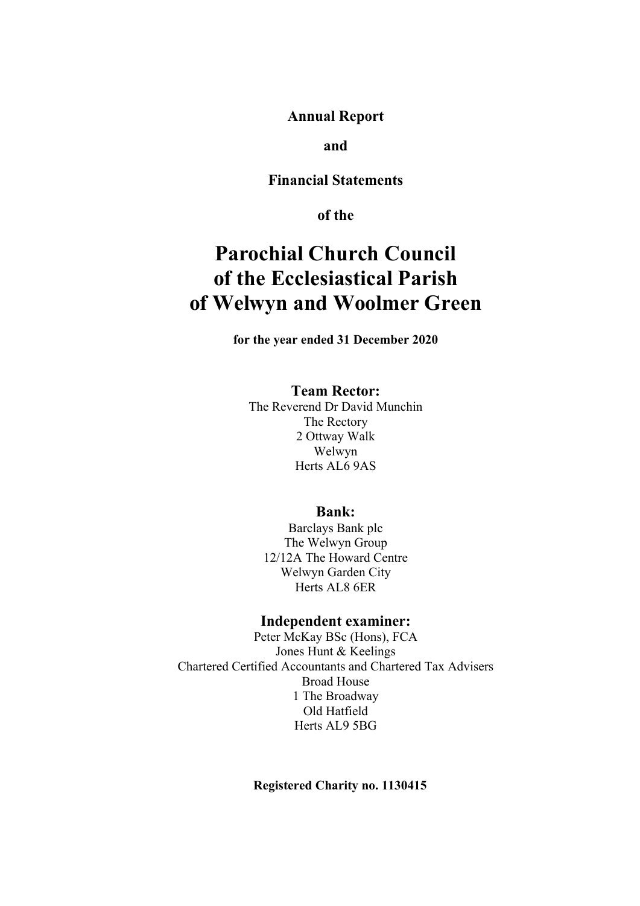**Annual Report**

**and**

**Financial Statements**

**of the**

# Parochial Church Council of the Ecclesiastical Parish of Welwyn and Woolmer Green

**for the year ended 31 December 2020**

## Team Rector:

The Reverend Dr David Munchin
The Rectory
2 Ottway Walk
Welwyn
Herts AL6 9AS

## Bank:

Barclays Bank plc
The Welwyn Group
12/12A The Howard Centre
Welwyn Garden City
Herts AL8 6ER

## Independent examiner:

Peter McKay BSc (Hons), FCA
Jones Hunt & Keelings
Chartered Certified Accountants and Chartered Tax Advisers
Broad House
1 The Broadway
Old Hatfield
Herts AL9 5BG

**Registered Charity no. 1130415**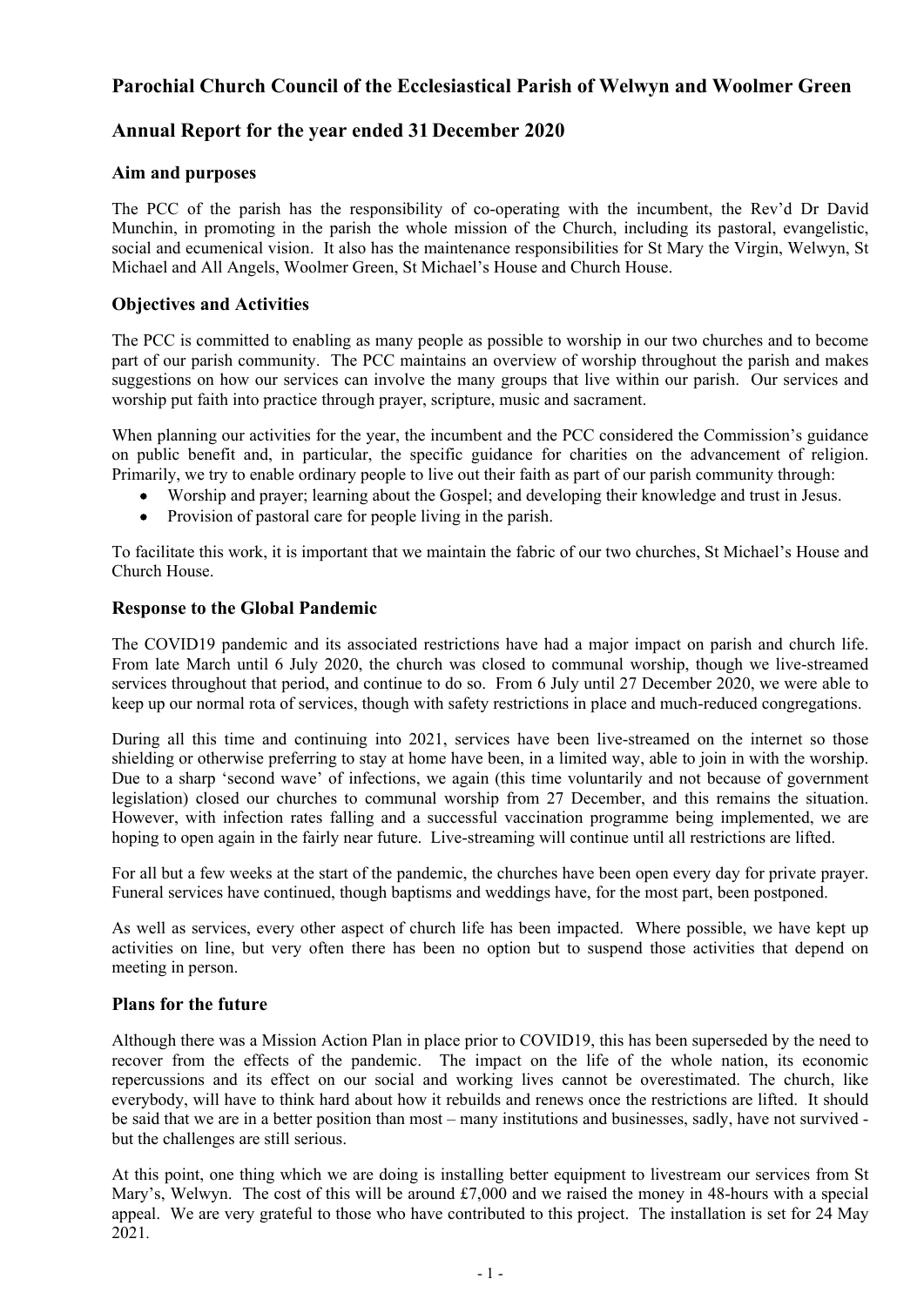## Parochial Church Council of the Ecclesiastical Parish of Welwyn and Woolmer Green

## Annual Report for the year ended 31 December 2020

### Aim and purposes

The PCC of the parish has the responsibility of co-operating with the incumbent, the Rev'd Dr David Munchin, in promoting in the parish the whole mission of the Church, including its pastoral, evangelistic, social and ecumenical vision. It also has the maintenance responsibilities for St Mary the Virgin, Welwyn, St Michael and All Angels, Woolmer Green, St Michael's House and Church House.

### Objectives and Activities

The PCC is committed to enabling as many people as possible to worship in our two churches and to become part of our parish community. The PCC maintains an overview of worship throughout the parish and makes suggestions on how our services can involve the many groups that live within our parish. Our services and worship put faith into practice through prayer, scripture, music and sacrament.

When planning our activities for the year, the incumbent and the PCC considered the Commission's guidance on public benefit and, in particular, the specific guidance for charities on the advancement of religion. Primarily, we try to enable ordinary people to live out their faith as part of our parish community through:

- Worship and prayer; learning about the Gospel; and developing their knowledge and trust in Jesus.
- Provision of pastoral care for people living in the parish.

To facilitate this work, it is important that we maintain the fabric of our two churches, St Michael's House and Church House.

### Response to the Global Pandemic

The COVID19 pandemic and its associated restrictions have had a major impact on parish and church life. From late March until 6 July 2020, the church was closed to communal worship, though we live-streamed services throughout that period, and continue to do so. From 6 July until 27 December 2020, we were able to keep up our normal rota of services, though with safety restrictions in place and much-reduced congregations.

During all this time and continuing into 2021, services have been live-streamed on the internet so those shielding or otherwise preferring to stay at home have been, in a limited way, able to join in with the worship. Due to a sharp 'second wave' of infections, we again (this time voluntarily and not because of government legislation) closed our churches to communal worship from 27 December, and this remains the situation. However, with infection rates falling and a successful vaccination programme being implemented, we are hoping to open again in the fairly near future. Live-streaming will continue until all restrictions are lifted.

For all but a few weeks at the start of the pandemic, the churches have been open every day for private prayer. Funeral services have continued, though baptisms and weddings have, for the most part, been postponed.

As well as services, every other aspect of church life has been impacted. Where possible, we have kept up activities on line, but very often there has been no option but to suspend those activities that depend on meeting in person.

### Plans for the future

Although there was a Mission Action Plan in place prior to COVID19, this has been superseded by the need to recover from the effects of the pandemic. The impact on the life of the whole nation, its economic repercussions and its effect on our social and working lives cannot be overestimated. The church, like everybody, will have to think hard about how it rebuilds and renews once the restrictions are lifted. It should be said that we are in a better position than most – many institutions and businesses, sadly, have not survived - but the challenges are still serious.

At this point, one thing which we are doing is installing better equipment to livestream our services from St Mary's, Welwyn. The cost of this will be around £7,000 and we raised the money in 48-hours with a special appeal. We are very grateful to those who have contributed to this project. The installation is set for 24 May 2021.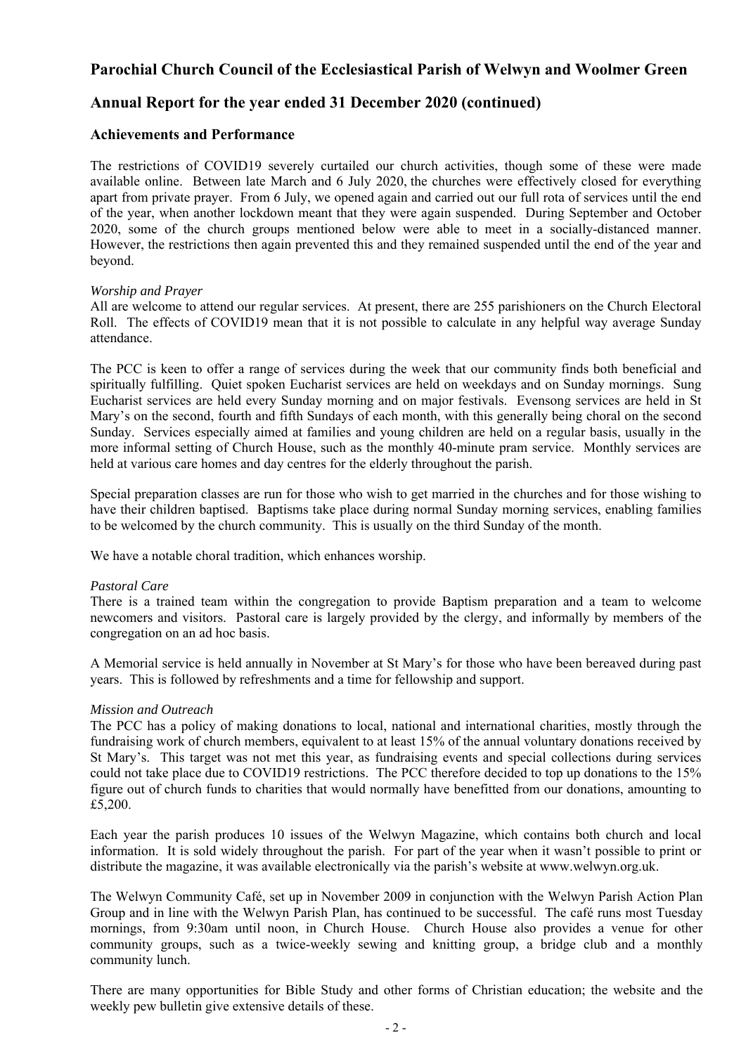# Parochial Church Council of the Ecclesiastical Parish of Welwyn and Woolmer Green

## Annual Report for the year ended 31 December 2020 (continued)

### Achievements and Performance

The restrictions of COVID19 severely curtailed our church activities, though some of these were made available online. Between late March and 6 July 2020, the churches were effectively closed for everything apart from private prayer. From 6 July, we opened again and carried out our full rota of services until the end of the year, when another lockdown meant that they were again suspended. During September and October 2020, some of the church groups mentioned below were able to meet in a socially-distanced manner. However, the restrictions then again prevented this and they remained suspended until the end of the year and beyond.

*Worship and Prayer*

All are welcome to attend our regular services. At present, there are 255 parishioners on the Church Electoral Roll. The effects of COVID19 mean that it is not possible to calculate in any helpful way average Sunday attendance.

The PCC is keen to offer a range of services during the week that our community finds both beneficial and spiritually fulfilling. Quiet spoken Eucharist services are held on weekdays and on Sunday mornings. Sung Eucharist services are held every Sunday morning and on major festivals. Evensong services are held in St Mary's on the second, fourth and fifth Sundays of each month, with this generally being choral on the second Sunday. Services especially aimed at families and young children are held on a regular basis, usually in the more informal setting of Church House, such as the monthly 40-minute pram service. Monthly services are held at various care homes and day centres for the elderly throughout the parish.

Special preparation classes are run for those who wish to get married in the churches and for those wishing to have their children baptised. Baptisms take place during normal Sunday morning services, enabling families to be welcomed by the church community. This is usually on the third Sunday of the month.

We have a notable choral tradition, which enhances worship.

*Pastoral Care*

There is a trained team within the congregation to provide Baptism preparation and a team to welcome newcomers and visitors. Pastoral care is largely provided by the clergy, and informally by members of the congregation on an ad hoc basis.

A Memorial service is held annually in November at St Mary's for those who have been bereaved during past years. This is followed by refreshments and a time for fellowship and support.

*Mission and Outreach*

The PCC has a policy of making donations to local, national and international charities, mostly through the fundraising work of church members, equivalent to at least 15% of the annual voluntary donations received by St Mary's. This target was not met this year, as fundraising events and special collections during services could not take place due to COVID19 restrictions. The PCC therefore decided to top up donations to the 15% figure out of church funds to charities that would normally have benefitted from our donations, amounting to £5,200.

Each year the parish produces 10 issues of the Welwyn Magazine, which contains both church and local information. It is sold widely throughout the parish. For part of the year when it wasn't possible to print or distribute the magazine, it was available electronically via the parish's website at www.welwyn.org.uk.

The Welwyn Community Café, set up in November 2009 in conjunction with the Welwyn Parish Action Plan Group and in line with the Welwyn Parish Plan, has continued to be successful. The café runs most Tuesday mornings, from 9:30am until noon, in Church House. Church House also provides a venue for other community groups, such as a twice-weekly sewing and knitting group, a bridge club and a monthly community lunch.

There are many opportunities for Bible Study and other forms of Christian education; the website and the weekly pew bulletin give extensive details of these.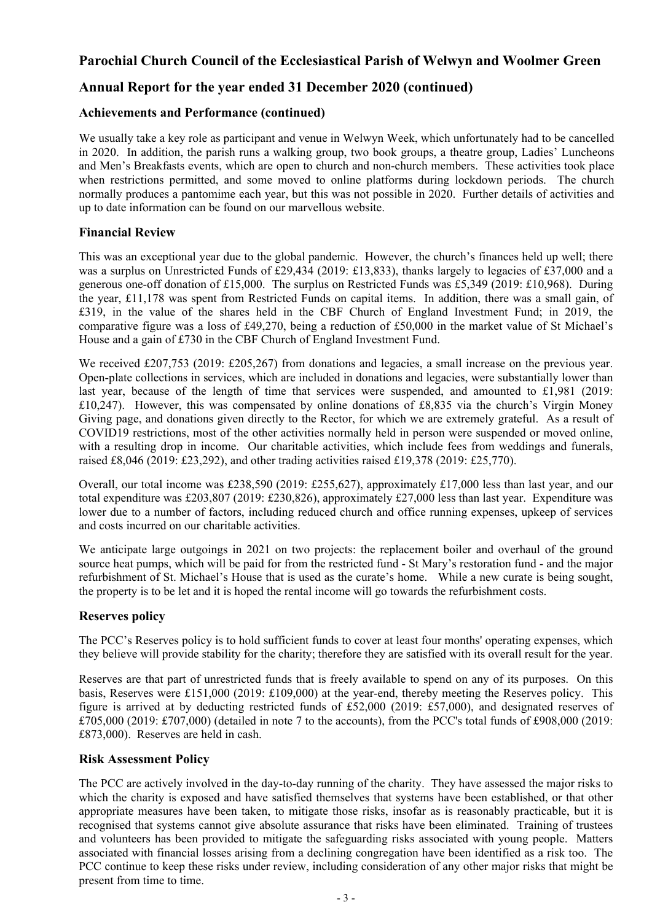## Parochial Church Council of the Ecclesiastical Parish of Welwyn and Woolmer Green

## Annual Report for the year ended 31 December 2020 (continued)

### Achievements and Performance (continued)

We usually take a key role as participant and venue in Welwyn Week, which unfortunately had to be cancelled in 2020. In addition, the parish runs a walking group, two book groups, a theatre group, Ladies' Luncheons and Men's Breakfasts events, which are open to church and non-church members. These activities took place when restrictions permitted, and some moved to online platforms during lockdown periods. The church normally produces a pantomime each year, but this was not possible in 2020. Further details of activities and up to date information can be found on our marvellous website.

### Financial Review

This was an exceptional year due to the global pandemic. However, the church's finances held up well; there was a surplus on Unrestricted Funds of £29,434 (2019: £13,833), thanks largely to legacies of £37,000 and a generous one-off donation of £15,000. The surplus on Restricted Funds was £5,349 (2019: £10,968). During the year, £11,178 was spent from Restricted Funds on capital items. In addition, there was a small gain, of £319, in the value of the shares held in the CBF Church of England Investment Fund; in 2019, the comparative figure was a loss of £49,270, being a reduction of £50,000 in the market value of St Michael's House and a gain of £730 in the CBF Church of England Investment Fund.

We received £207,753 (2019: £205,267) from donations and legacies, a small increase on the previous year. Open-plate collections in services, which are included in donations and legacies, were substantially lower than last year, because of the length of time that services were suspended, and amounted to £1,981 (2019: £10,247). However, this was compensated by online donations of £8,835 via the church's Virgin Money Giving page, and donations given directly to the Rector, for which we are extremely grateful. As a result of COVID19 restrictions, most of the other activities normally held in person were suspended or moved online, with a resulting drop in income. Our charitable activities, which include fees from weddings and funerals, raised £8,046 (2019: £23,292), and other trading activities raised £19,378 (2019: £25,770).

Overall, our total income was £238,590 (2019: £255,627), approximately £17,000 less than last year, and our total expenditure was £203,807 (2019: £230,826), approximately £27,000 less than last year. Expenditure was lower due to a number of factors, including reduced church and office running expenses, upkeep of services and costs incurred on our charitable activities.

We anticipate large outgoings in 2021 on two projects: the replacement boiler and overhaul of the ground source heat pumps, which will be paid for from the restricted fund - St Mary's restoration fund - and the major refurbishment of St. Michael's House that is used as the curate's home. While a new curate is being sought, the property is to be let and it is hoped the rental income will go towards the refurbishment costs.

### Reserves policy

The PCC's Reserves policy is to hold sufficient funds to cover at least four months' operating expenses, which they believe will provide stability for the charity; therefore they are satisfied with its overall result for the year.

Reserves are that part of unrestricted funds that is freely available to spend on any of its purposes. On this basis, Reserves were £151,000 (2019: £109,000) at the year-end, thereby meeting the Reserves policy. This figure is arrived at by deducting restricted funds of £52,000 (2019: £57,000), and designated reserves of £705,000 (2019: £707,000) (detailed in note 7 to the accounts), from the PCC's total funds of £908,000 (2019: £873,000). Reserves are held in cash.

### Risk Assessment Policy

The PCC are actively involved in the day-to-day running of the charity. They have assessed the major risks to which the charity is exposed and have satisfied themselves that systems have been established, or that other appropriate measures have been taken, to mitigate those risks, insofar as is reasonably practicable, but it is recognised that systems cannot give absolute assurance that risks have been eliminated. Training of trustees and volunteers has been provided to mitigate the safeguarding risks associated with young people. Matters associated with financial losses arising from a declining congregation have been identified as a risk too. The PCC continue to keep these risks under review, including consideration of any other major risks that might be present from time to time.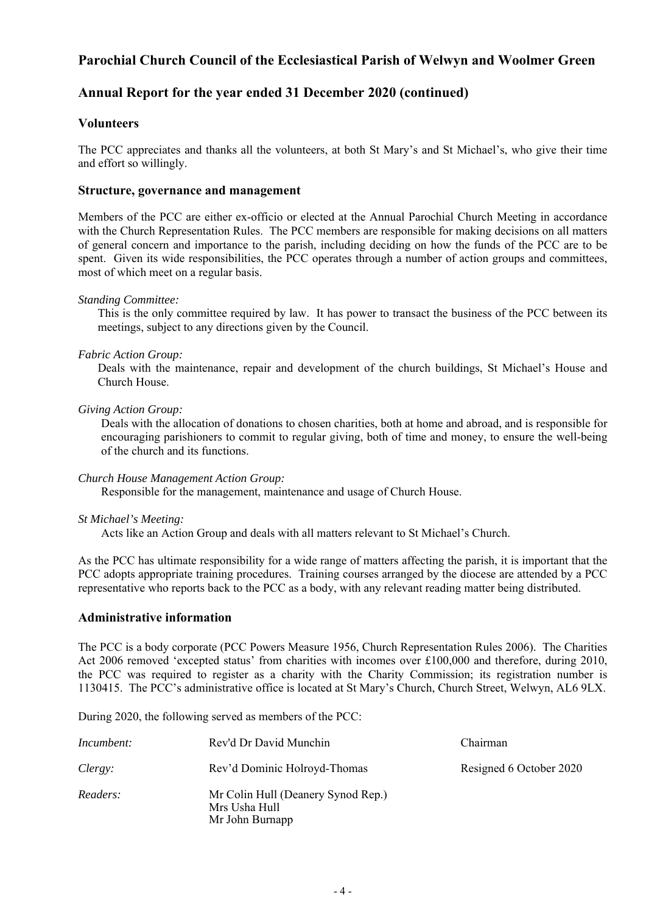## Parochial Church Council of the Ecclesiastical Parish of Welwyn and Woolmer Green

## Annual Report for the year ended 31 December 2020 (continued)

### Volunteers

The PCC appreciates and thanks all the volunteers, at both St Mary's and St Michael's, who give their time and effort so willingly.

### Structure, governance and management

Members of the PCC are either ex-officio or elected at the Annual Parochial Church Meeting in accordance with the Church Representation Rules. The PCC members are responsible for making decisions on all matters of general concern and importance to the parish, including deciding on how the funds of the PCC are to be spent. Given its wide responsibilities, the PCC operates through a number of action groups and committees, most of which meet on a regular basis.

*Standing Committee:*

This is the only committee required by law. It has power to transact the business of the PCC between its meetings, subject to any directions given by the Council.

*Fabric Action Group:*

Deals with the maintenance, repair and development of the church buildings, St Michael's House and Church House.

*Giving Action Group:*

Deals with the allocation of donations to chosen charities, both at home and abroad, and is responsible for encouraging parishioners to commit to regular giving, both of time and money, to ensure the well-being of the church and its functions.

*Church House Management Action Group:*

Responsible for the management, maintenance and usage of Church House.

*St Michael's Meeting:*

Acts like an Action Group and deals with all matters relevant to St Michael's Church.

As the PCC has ultimate responsibility for a wide range of matters affecting the parish, it is important that the PCC adopts appropriate training procedures. Training courses arranged by the diocese are attended by a PCC representative who reports back to the PCC as a body, with any relevant reading matter being distributed.

### Administrative information

The PCC is a body corporate (PCC Powers Measure 1956, Church Representation Rules 2006). The Charities Act 2006 removed 'excepted status' from charities with incomes over £100,000 and therefore, during 2010, the PCC was required to register as a charity with the Charity Commission; its registration number is 1130415. The PCC's administrative office is located at St Mary's Church, Church Street, Welwyn, AL6 9LX.

During 2020, the following served as members of the PCC:

| | | |
|---|---|---|
| *Incumbent:* | Rev'd Dr David Munchin | Chairman |
| *Clergy:* | Rev'd Dominic Holroyd-Thomas | Resigned 6 October 2020 |
| *Readers:* | Mr Colin Hull (Deanery Synod Rep.)<br>Mrs Usha Hull<br>Mr John Burnapp | |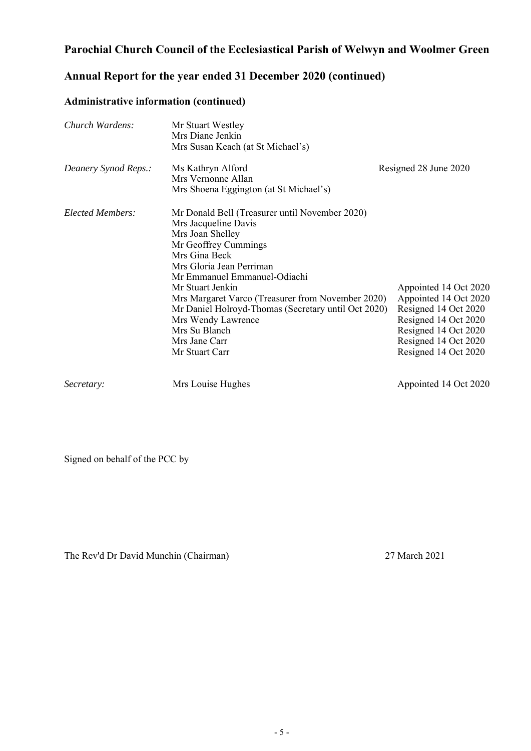## Parochial Church Council of the Ecclesiastical Parish of Welwyn and Woolmer Green

## Annual Report for the year ended 31 December 2020 (continued)

### Administrative information (continued)

| | | |
|---|---|---|
| *Church Wardens:* | Mr Stuart Westley | |
| | Mrs Diane Jenkin | |
| | Mrs Susan Keach (at St Michael's) | |
| *Deanery Synod Reps.:* | Ms Kathryn Alford | Resigned 28 June 2020 |
| | Mrs Vernonne Allan | |
| | Mrs Shoena Eggington (at St Michael's) | |
| *Elected Members:* | Mr Donald Bell (Treasurer until November 2020) | |
| | Mrs Jacqueline Davis | |
| | Mrs Joan Shelley | |
| | Mr Geoffrey Cummings | |
| | Mrs Gina Beck | |
| | Mrs Gloria Jean Perriman | |
| | Mr Emmanuel Emmanuel-Odiachi | |
| | Mr Stuart Jenkin | Appointed 14 Oct 2020 |
| | Mrs Margaret Varco (Treasurer from November 2020) | Appointed 14 Oct 2020 |
| | Mr Daniel Holroyd-Thomas (Secretary until Oct 2020) | Resigned 14 Oct 2020 |
| | Mrs Wendy Lawrence | Resigned 14 Oct 2020 |
| | Mrs Su Blanch | Resigned 14 Oct 2020 |
| | Mrs Jane Carr | Resigned 14 Oct 2020 |
| | Mr Stuart Carr | Resigned 14 Oct 2020 |
| *Secretary:* | Mrs Louise Hughes | Appointed 14 Oct 2020 |

Signed on behalf of the PCC by

The Rev'd Dr David Munchin (Chairman) 27 March 2021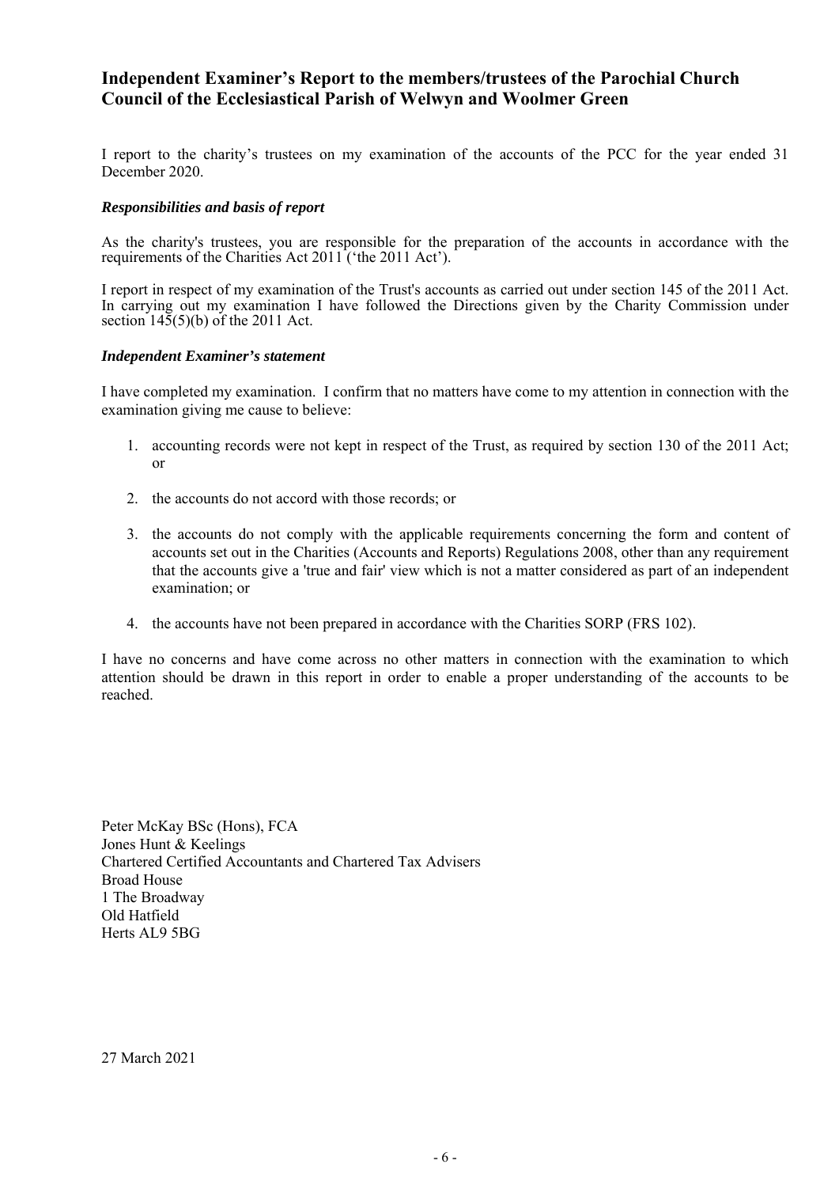## Independent Examiner's Report to the members/trustees of the Parochial Church Council of the Ecclesiastical Parish of Welwyn and Woolmer Green

I report to the charity's trustees on my examination of the accounts of the PCC for the year ended 31 December 2020.

### *Responsibilities and basis of report*

As the charity's trustees, you are responsible for the preparation of the accounts in accordance with the requirements of the Charities Act 2011 ('the 2011 Act').

I report in respect of my examination of the Trust's accounts as carried out under section 145 of the 2011 Act. In carrying out my examination I have followed the Directions given by the Charity Commission under section 145(5)(b) of the 2011 Act.

### *Independent Examiner's statement*

I have completed my examination. I confirm that no matters have come to my attention in connection with the examination giving me cause to believe:

1. accounting records were not kept in respect of the Trust, as required by section 130 of the 2011 Act; or
2. the accounts do not accord with those records; or
3. the accounts do not comply with the applicable requirements concerning the form and content of accounts set out in the Charities (Accounts and Reports) Regulations 2008, other than any requirement that the accounts give a 'true and fair' view which is not a matter considered as part of an independent examination; or
4. the accounts have not been prepared in accordance with the Charities SORP (FRS 102).

I have no concerns and have come across no other matters in connection with the examination to which attention should be drawn in this report in order to enable a proper understanding of the accounts to be reached.

Peter McKay BSc (Hons), FCA
Jones Hunt & Keelings
Chartered Certified Accountants and Chartered Tax Advisers
Broad House
1 The Broadway
Old Hatfield
Herts AL9 5BG

27 March 2021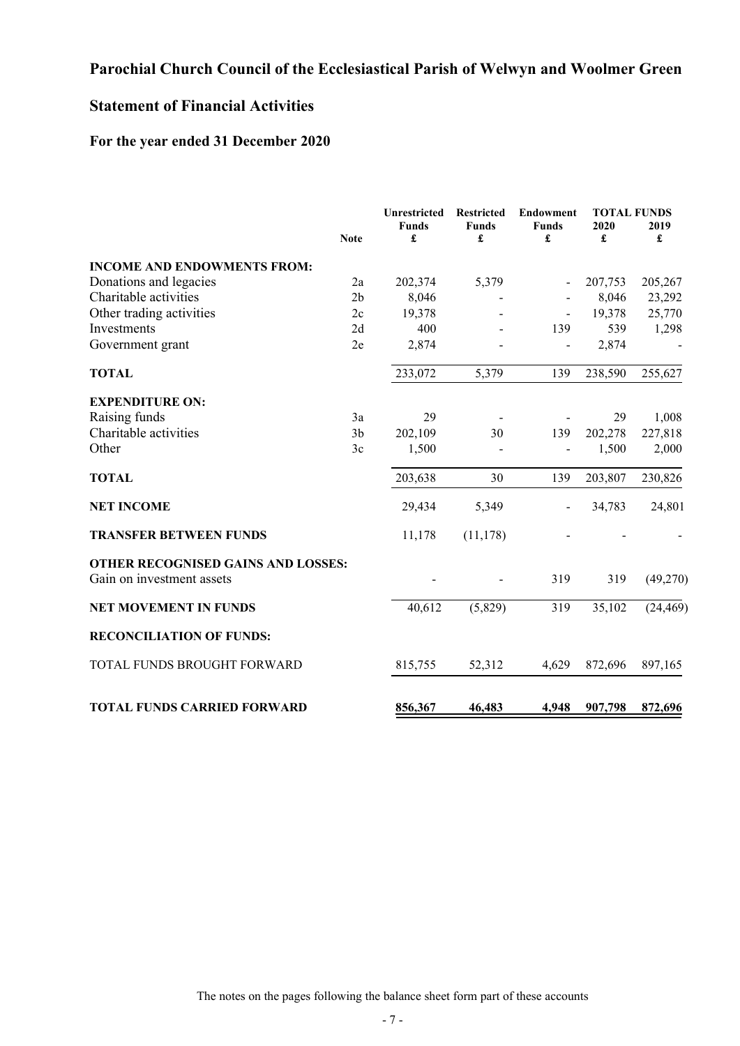# Parochial Church Council of the Ecclesiastical Parish of Welwyn and Woolmer Green

## Statement of Financial Activities

### For the year ended 31 December 2020

| | Note | Unrestricted Funds £ | Restricted Funds £ | Endowment Funds £ | TOTAL FUNDS 2020 £ | 2019 £ |
|---|---|---|---|---|---|---|
| **INCOME AND ENDOWMENTS FROM:** | | | | | | |
| Donations and legacies | 2a | 202,374 | 5,379 | - | 207,753 | 205,267 |
| Charitable activities | 2b | 8,046 | - | - | 8,046 | 23,292 |
| Other trading activities | 2c | 19,378 | - | - | 19,378 | 25,770 |
| Investments | 2d | 400 | - | 139 | 539 | 1,298 |
| Government grant | 2e | 2,874 | - | - | 2,874 | - |
| **TOTAL** | | 233,072 | 5,379 | 139 | 238,590 | 255,627 |
| **EXPENDITURE ON:** | | | | | | |
| Raising funds | 3a | 29 | - | - | 29 | 1,008 |
| Charitable activities | 3b | 202,109 | 30 | 139 | 202,278 | 227,818 |
| Other | 3c | 1,500 | - | - | 1,500 | 2,000 |
| **TOTAL** | | 203,638 | 30 | 139 | 203,807 | 230,826 |
| **NET INCOME** | | 29,434 | 5,349 | - | 34,783 | 24,801 |
| **TRANSFER BETWEEN FUNDS** | | 11,178 | (11,178) | - | - | - |
| **OTHER RECOGNISED GAINS AND LOSSES:** | | | | | | |
| Gain on investment assets | | - | - | 319 | 319 | (49,270) |
| **NET MOVEMENT IN FUNDS** | | 40,612 | (5,829) | 319 | 35,102 | (24,469) |
| **RECONCILIATION OF FUNDS:** | | | | | | |
| TOTAL FUNDS BROUGHT FORWARD | | 815,755 | 52,312 | 4,629 | 872,696 | 897,165 |
| **TOTAL FUNDS CARRIED FORWARD** | | 856,367 | 46,483 | 4,948 | 907,798 | 872,696 |

The notes on the pages following the balance sheet form part of these accounts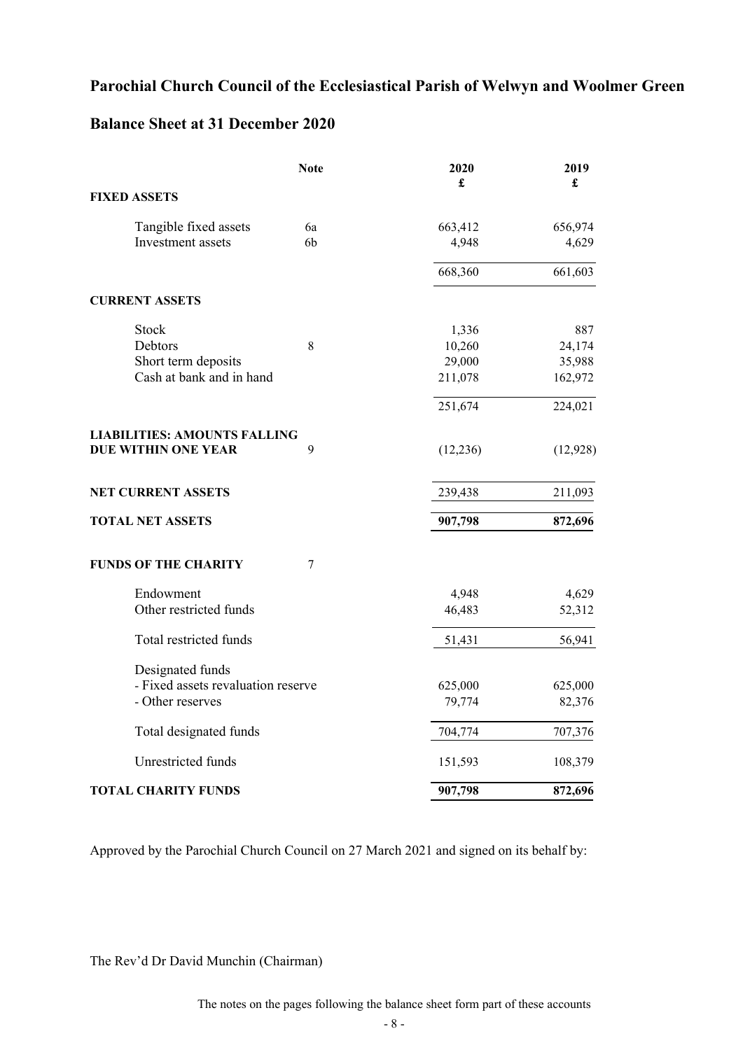# Parochial Church Council of the Ecclesiastical Parish of Welwyn and Woolmer Green

## Balance Sheet at 31 December 2020

| | Note | 2020<br>£ | 2019<br>£ |
|---|---|---|---|
| **FIXED ASSETS** | | | |
| Tangible fixed assets | 6a | 663,412 | 656,974 |
| Investment assets | 6b | 4,948 | 4,629 |
| | | 668,360 | 661,603 |
| **CURRENT ASSETS** | | | |
| Stock | | 1,336 | 887 |
| Debtors | 8 | 10,260 | 24,174 |
| Short term deposits | | 29,000 | 35,988 |
| Cash at bank and in hand | | 211,078 | 162,972 |
| | | 251,674 | 224,021 |
| **LIABILITIES: AMOUNTS FALLING DUE WITHIN ONE YEAR** | 9 | (12,236) | (12,928) |
| **NET CURRENT ASSETS** | | 239,438 | 211,093 |
| **TOTAL NET ASSETS** | | **907,798** | **872,696** |
| **FUNDS OF THE CHARITY** | 7 | | |
| Endowment | | 4,948 | 4,629 |
| Other restricted funds | | 46,483 | 52,312 |
| Total restricted funds | | 51,431 | 56,941 |
| Designated funds | | | |
| - Fixed assets revaluation reserve | | 625,000 | 625,000 |
| - Other reserves | | 79,774 | 82,376 |
| Total designated funds | | 704,774 | 707,376 |
| Unrestricted funds | | 151,593 | 108,379 |
| **TOTAL CHARITY FUNDS** | | **907,798** | **872,696** |

Approved by the Parochial Church Council on 27 March 2021 and signed on its behalf by:

The Rev'd Dr David Munchin (Chairman)

The notes on the pages following the balance sheet form part of these accounts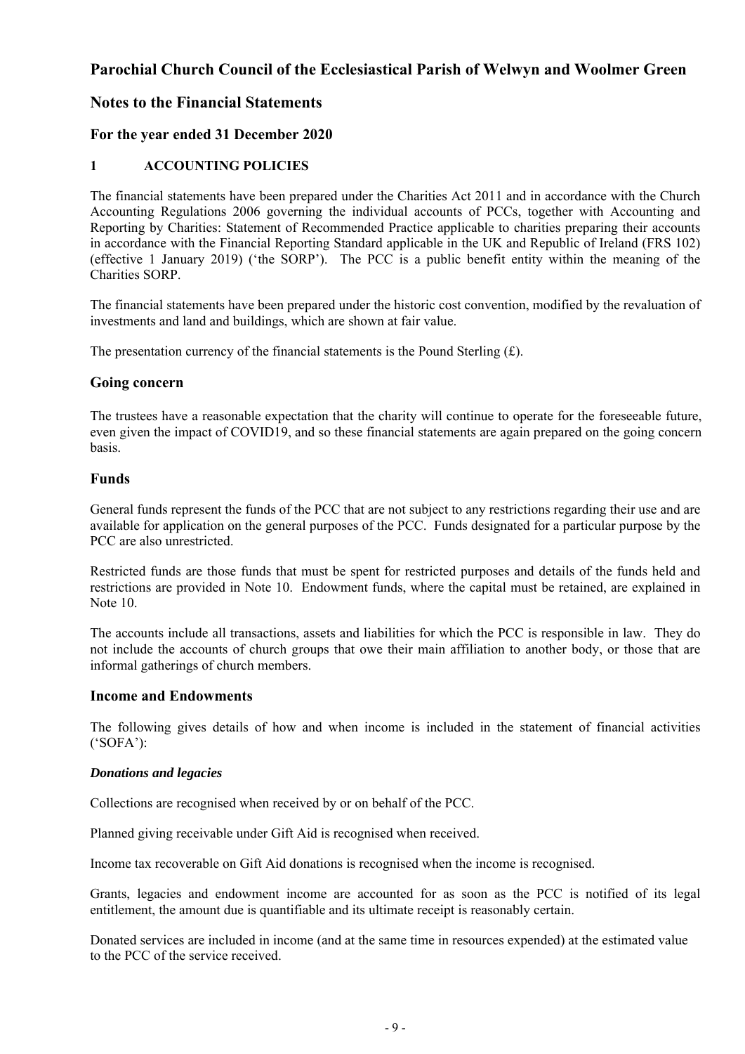# Parochial Church Council of the Ecclesiastical Parish of Welwyn and Woolmer Green

## Notes to the Financial Statements

### For the year ended 31 December 2020

**1 ACCOUNTING POLICIES**

The financial statements have been prepared under the Charities Act 2011 and in accordance with the Church Accounting Regulations 2006 governing the individual accounts of PCCs, together with Accounting and Reporting by Charities: Statement of Recommended Practice applicable to charities preparing their accounts in accordance with the Financial Reporting Standard applicable in the UK and Republic of Ireland (FRS 102) (effective 1 January 2019) ('the SORP'). The PCC is a public benefit entity within the meaning of the Charities SORP.

The financial statements have been prepared under the historic cost convention, modified by the revaluation of investments and land and buildings, which are shown at fair value.

The presentation currency of the financial statements is the Pound Sterling (£).

## Going concern

The trustees have a reasonable expectation that the charity will continue to operate for the foreseeable future, even given the impact of COVID19, and so these financial statements are again prepared on the going concern basis.

## Funds

General funds represent the funds of the PCC that are not subject to any restrictions regarding their use and are available for application on the general purposes of the PCC. Funds designated for a particular purpose by the PCC are also unrestricted.

Restricted funds are those funds that must be spent for restricted purposes and details of the funds held and restrictions are provided in Note 10. Endowment funds, where the capital must be retained, are explained in Note 10.

The accounts include all transactions, assets and liabilities for which the PCC is responsible in law. They do not include the accounts of church groups that owe their main affiliation to another body, or those that are informal gatherings of church members.

## Income and Endowments

The following gives details of how and when income is included in the statement of financial activities ('SOFA'):

***Donations and legacies***

Collections are recognised when received by or on behalf of the PCC.

Planned giving receivable under Gift Aid is recognised when received.

Income tax recoverable on Gift Aid donations is recognised when the income is recognised.

Grants, legacies and endowment income are accounted for as soon as the PCC is notified of its legal entitlement, the amount due is quantifiable and its ultimate receipt is reasonably certain.

Donated services are included in income (and at the same time in resources expended) at the estimated value to the PCC of the service received.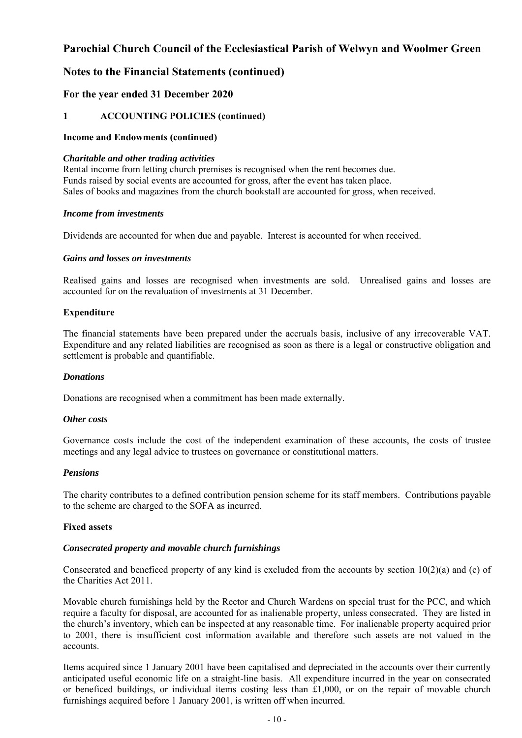# Parochial Church Council of the Ecclesiastical Parish of Welwyn and Woolmer Green

## Notes to the Financial Statements (continued)

### For the year ended 31 December 2020

#### 1 ACCOUNTING POLICIES (continued)

**Income and Endowments (continued)**

***Charitable and other trading activities***

Rental income from letting church premises is recognised when the rent becomes due.
Funds raised by social events are accounted for gross, after the event has taken place.
Sales of books and magazines from the church bookstall are accounted for gross, when received.

***Income from investments***

Dividends are accounted for when due and payable. Interest is accounted for when received.

***Gains and losses on investments***

Realised gains and losses are recognised when investments are sold. Unrealised gains and losses are accounted for on the revaluation of investments at 31 December.

**Expenditure**

The financial statements have been prepared under the accruals basis, inclusive of any irrecoverable VAT. Expenditure and any related liabilities are recognised as soon as there is a legal or constructive obligation and settlement is probable and quantifiable.

***Donations***

Donations are recognised when a commitment has been made externally.

***Other costs***

Governance costs include the cost of the independent examination of these accounts, the costs of trustee meetings and any legal advice to trustees on governance or constitutional matters.

***Pensions***

The charity contributes to a defined contribution pension scheme for its staff members. Contributions payable to the scheme are charged to the SOFA as incurred.

**Fixed assets**

***Consecrated property and movable church furnishings***

Consecrated and beneficed property of any kind is excluded from the accounts by section 10(2)(a) and (c) of the Charities Act 2011.

Movable church furnishings held by the Rector and Church Wardens on special trust for the PCC, and which require a faculty for disposal, are accounted for as inalienable property, unless consecrated. They are listed in the church's inventory, which can be inspected at any reasonable time. For inalienable property acquired prior to 2001, there is insufficient cost information available and therefore such assets are not valued in the accounts.

Items acquired since 1 January 2001 have been capitalised and depreciated in the accounts over their currently anticipated useful economic life on a straight-line basis. All expenditure incurred in the year on consecrated or beneficed buildings, or individual items costing less than £1,000, or on the repair of movable church furnishings acquired before 1 January 2001, is written off when incurred.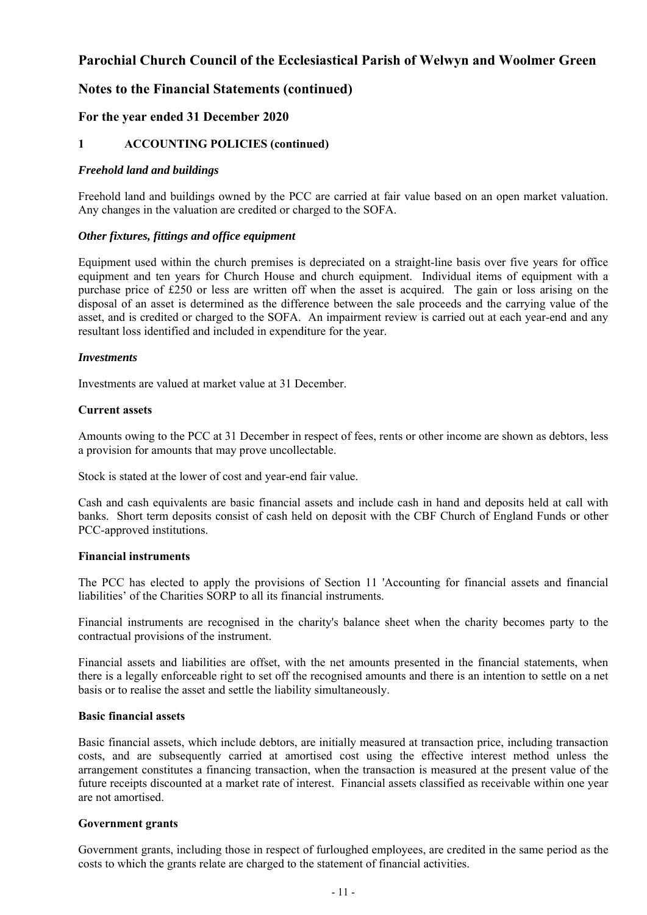# Parochial Church Council of the Ecclesiastical Parish of Welwyn and Woolmer Green

## Notes to the Financial Statements (continued)

## For the year ended 31 December 2020

### 1 ACCOUNTING POLICIES (continued)

***Freehold land and buildings***

Freehold land and buildings owned by the PCC are carried at fair value based on an open market valuation. Any changes in the valuation are credited or charged to the SOFA.

***Other fixtures, fittings and office equipment***

Equipment used within the church premises is depreciated on a straight-line basis over five years for office equipment and ten years for Church House and church equipment. Individual items of equipment with a purchase price of £250 or less are written off when the asset is acquired. The gain or loss arising on the disposal of an asset is determined as the difference between the sale proceeds and the carrying value of the asset, and is credited or charged to the SOFA. An impairment review is carried out at each year-end and any resultant loss identified and included in expenditure for the year.

***Investments***

Investments are valued at market value at 31 December.

**Current assets**

Amounts owing to the PCC at 31 December in respect of fees, rents or other income are shown as debtors, less a provision for amounts that may prove uncollectable.

Stock is stated at the lower of cost and year-end fair value.

Cash and cash equivalents are basic financial assets and include cash in hand and deposits held at call with banks. Short term deposits consist of cash held on deposit with the CBF Church of England Funds or other PCC-approved institutions.

**Financial instruments**

The PCC has elected to apply the provisions of Section 11 'Accounting for financial assets and financial liabilities' of the Charities SORP to all its financial instruments.

Financial instruments are recognised in the charity's balance sheet when the charity becomes party to the contractual provisions of the instrument.

Financial assets and liabilities are offset, with the net amounts presented in the financial statements, when there is a legally enforceable right to set off the recognised amounts and there is an intention to settle on a net basis or to realise the asset and settle the liability simultaneously.

**Basic financial assets**

Basic financial assets, which include debtors, are initially measured at transaction price, including transaction costs, and are subsequently carried at amortised cost using the effective interest method unless the arrangement constitutes a financing transaction, when the transaction is measured at the present value of the future receipts discounted at a market rate of interest. Financial assets classified as receivable within one year are not amortised.

**Government grants**

Government grants, including those in respect of furloughed employees, are credited in the same period as the costs to which the grants relate are charged to the statement of financial activities.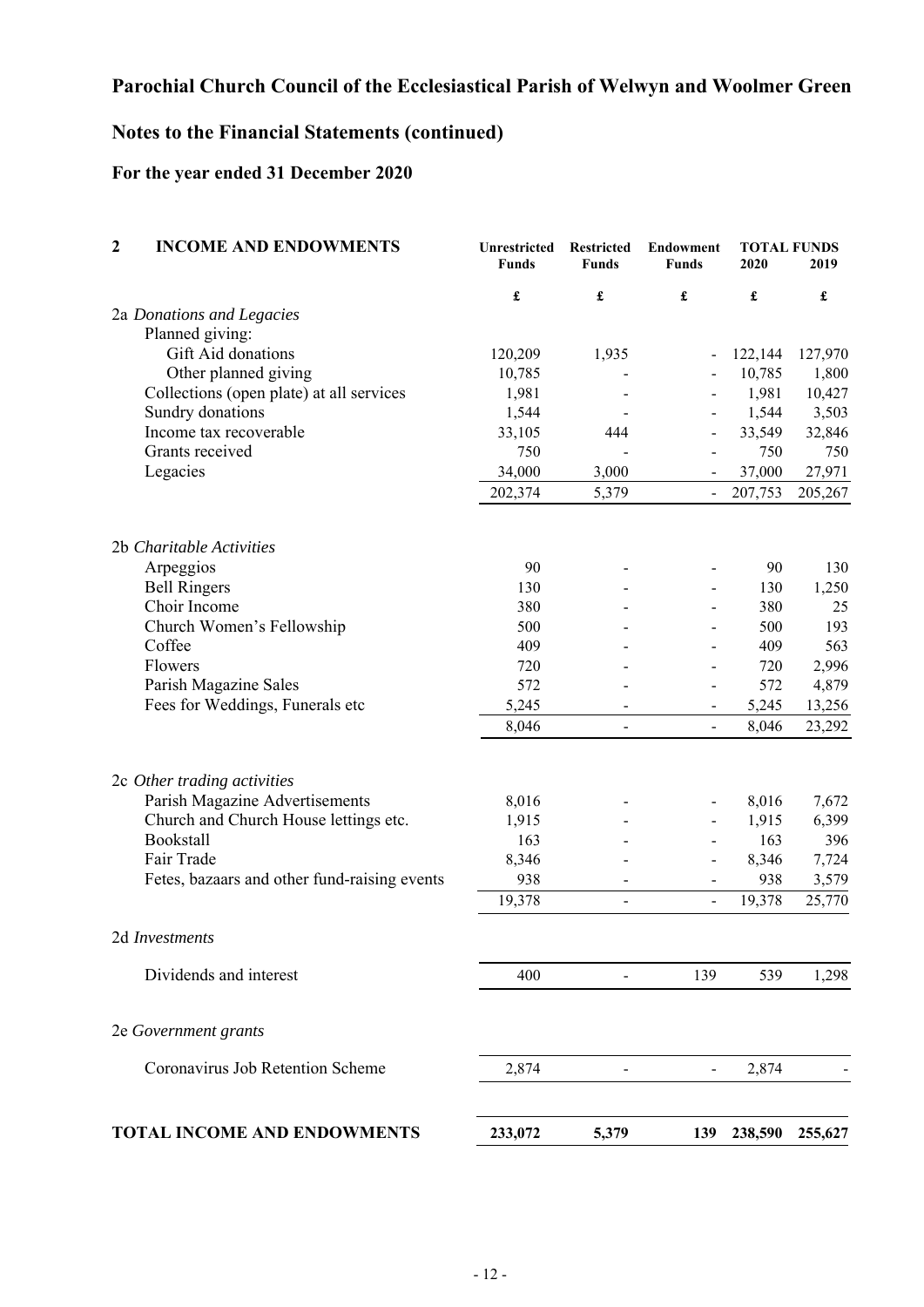# Parochial Church Council of the Ecclesiastical Parish of Welwyn and Woolmer Green

## Notes to the Financial Statements (continued)

### For the year ended 31 December 2020

| **2 INCOME AND ENDOWMENTS** | **Unrestricted Funds** | **Restricted Funds** | **Endowment Funds** | **TOTAL FUNDS 2020** | **TOTAL FUNDS 2019** |
|---|---|---|---|---|---|
| | £ | £ | £ | £ | £ |
| 2a *Donations and Legacies* | | | | | |
| Planned giving: | | | | | |
| Gift Aid donations | 120,209 | 1,935 | - | 122,144 | 127,970 |
| Other planned giving | 10,785 | - | - | 10,785 | 1,800 |
| Collections (open plate) at all services | 1,981 | - | - | 1,981 | 10,427 |
| Sundry donations | 1,544 | - | - | 1,544 | 3,503 |
| Income tax recoverable | 33,105 | 444 | - | 33,549 | 32,846 |
| Grants received | 750 | - | - | 750 | 750 |
| Legacies | 34,000 | 3,000 | - | 37,000 | 27,971 |
| | 202,374 | 5,379 | - | 207,753 | 205,267 |
| 2b *Charitable Activities* | | | | | |
| Arpeggios | 90 | - | - | 90 | 130 |
| Bell Ringers | 130 | - | - | 130 | 1,250 |
| Choir Income | 380 | - | - | 380 | 25 |
| Church Women's Fellowship | 500 | - | - | 500 | 193 |
| Coffee | 409 | - | - | 409 | 563 |
| Flowers | 720 | - | - | 720 | 2,996 |
| Parish Magazine Sales | 572 | - | - | 572 | 4,879 |
| Fees for Weddings, Funerals etc | 5,245 | - | - | 5,245 | 13,256 |
| | 8,046 | - | - | 8,046 | 23,292 |
| 2c *Other trading activities* | | | | | |
| Parish Magazine Advertisements | 8,016 | - | - | 8,016 | 7,672 |
| Church and Church House lettings etc. | 1,915 | - | - | 1,915 | 6,399 |
| Bookstall | 163 | - | - | 163 | 396 |
| Fair Trade | 8,346 | - | - | 8,346 | 7,724 |
| Fetes, bazaars and other fund-raising events | 938 | - | - | 938 | 3,579 |
| | 19,378 | - | - | 19,378 | 25,770 |
| 2d *Investments* | | | | | |
| Dividends and interest | 400 | - | 139 | 539 | 1,298 |
| 2e *Government grants* | | | | | |
| Coronavirus Job Retention Scheme | 2,874 | - | - | 2,874 | - |
| **TOTAL INCOME AND ENDOWMENTS** | **233,072** | **5,379** | **139** | **238,590** | **255,627** |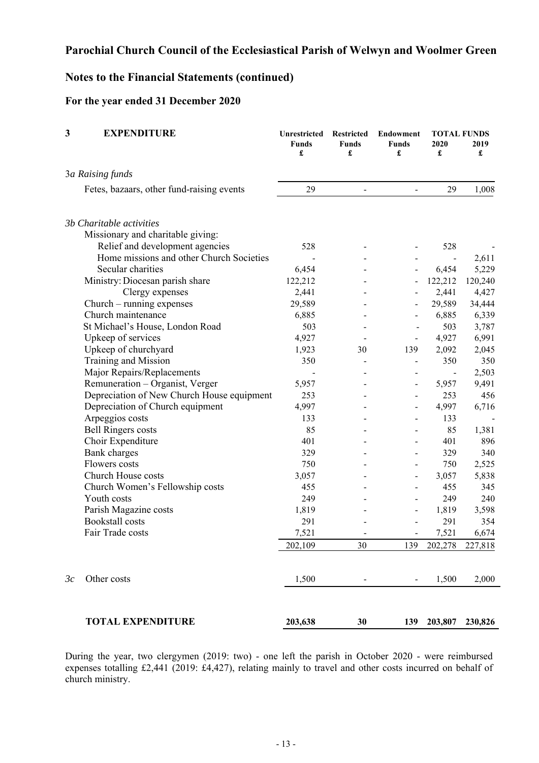# Parochial Church Council of the Ecclesiastical Parish of Welwyn and Woolmer Green

## Notes to the Financial Statements (continued)

### For the year ended 31 December 2020

| **3 EXPENDITURE** | **Unrestricted Funds £** | **Restricted Funds £** | **Endowment Funds £** | **TOTAL FUNDS 2020 £** | **TOTAL FUNDS 2019 £** |
|---|---|---|---|---|---|
| *3a Raising funds* | | | | | |
| Fetes, bazaars, other fund-raising events | 29 | - | - | 29 | 1,008 |
| | | | | | |
| *3b Charitable activities* | | | | | |
| Missionary and charitable giving: | | | | | |
| Relief and development agencies | 528 | - | - | 528 | - |
| Home missions and other Church Societies | - | - | - | - | 2,611 |
| Secular charities | 6,454 | - | - | 6,454 | 5,229 |
| Ministry: Diocesan parish share | 122,212 | - | - | 122,212 | 120,240 |
| Clergy expenses | 2,441 | - | - | 2,441 | 4,427 |
| Church – running expenses | 29,589 | - | - | 29,589 | 34,444 |
| Church maintenance | 6,885 | - | - | 6,885 | 6,339 |
| St Michael's House, London Road | 503 | - | - | 503 | 3,787 |
| Upkeep of services | 4,927 | - | - | 4,927 | 6,991 |
| Upkeep of churchyard | 1,923 | 30 | 139 | 2,092 | 2,045 |
| Training and Mission | 350 | - | - | 350 | 350 |
| Major Repairs/Replacements | - | - | - | - | 2,503 |
| Remuneration – Organist, Verger | 5,957 | - | - | 5,957 | 9,491 |
| Depreciation of New Church House equipment | 253 | - | - | 253 | 456 |
| Depreciation of Church equipment | 4,997 | - | - | 4,997 | 6,716 |
| Arpeggios costs | 133 | - | - | 133 | - |
| Bell Ringers costs | 85 | - | - | 85 | 1,381 |
| Choir Expenditure | 401 | - | - | 401 | 896 |
| Bank charges | 329 | - | - | 329 | 340 |
| Flowers costs | 750 | - | - | 750 | 2,525 |
| Church House costs | 3,057 | - | - | 3,057 | 5,838 |
| Church Women's Fellowship costs | 455 | - | - | 455 | 345 |
| Youth costs | 249 | - | - | 249 | 240 |
| Parish Magazine costs | 1,819 | - | - | 1,819 | 3,598 |
| Bookstall costs | 291 | - | - | 291 | 354 |
| Fair Trade costs | 7,521 | - | - | 7,521 | 6,674 |
| | 202,109 | 30 | 139 | 202,278 | 227,818 |
| | | | | | |
| *3c* Other costs | 1,500 | - | - | 1,500 | 2,000 |
| | | | | | |
| **TOTAL EXPENDITURE** | **203,638** | **30** | **139** | **203,807** | **230,826** |

During the year, two clergymen (2019: two) - one left the parish in October 2020 - were reimbursed expenses totalling £2,441 (2019: £4,427), relating mainly to travel and other costs incurred on behalf of church ministry.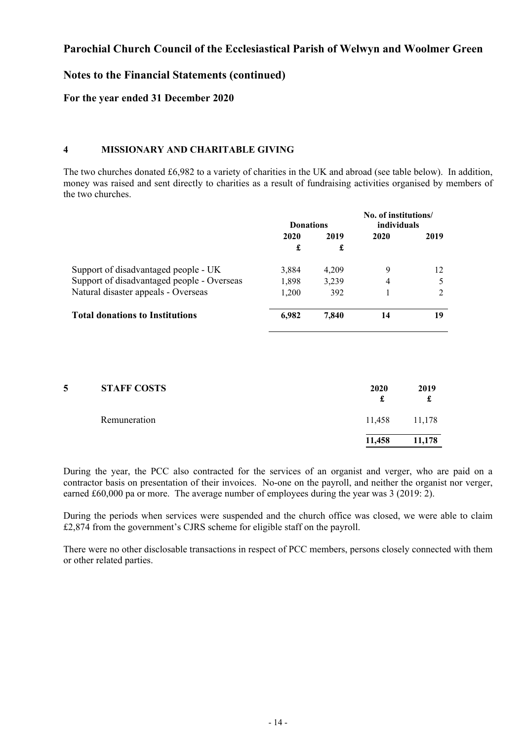# Parochial Church Council of the Ecclesiastical Parish of Welwyn and Woolmer Green

## Notes to the Financial Statements (continued)

### For the year ended 31 December 2020

#### 4 MISSIONARY AND CHARITABLE GIVING

The two churches donated £6,982 to a variety of charities in the UK and abroad (see table below). In addition, money was raised and sent directly to charities as a result of fundraising activities organised by members of the two churches.

| | Donations | | No. of institutions/ individuals | |
|---|---|---|---|---|
| | 2020 £ | 2019 £ | 2020 | 2019 |
| Support of disadvantaged people - UK | 3,884 | 4,209 | 9 | 12 |
| Support of disadvantaged people - Overseas | 1,898 | 3,239 | 4 | 5 |
| Natural disaster appeals - Overseas | 1,200 | 392 | 1 | 2 |
| **Total donations to Institutions** | **6,982** | **7,840** | **14** | **19** |

#### 5 STAFF COSTS

| | 2020 £ | 2019 £ |
|---|---|---|
| Remuneration | 11,458 | 11,178 |
| | **11,458** | **11,178** |

During the year, the PCC also contracted for the services of an organist and verger, who are paid on a contractor basis on presentation of their invoices. No-one on the payroll, and neither the organist nor verger, earned £60,000 pa or more. The average number of employees during the year was 3 (2019: 2).

During the periods when services were suspended and the church office was closed, we were able to claim £2,874 from the government's CJRS scheme for eligible staff on the payroll.

There were no other disclosable transactions in respect of PCC members, persons closely connected with them or other related parties.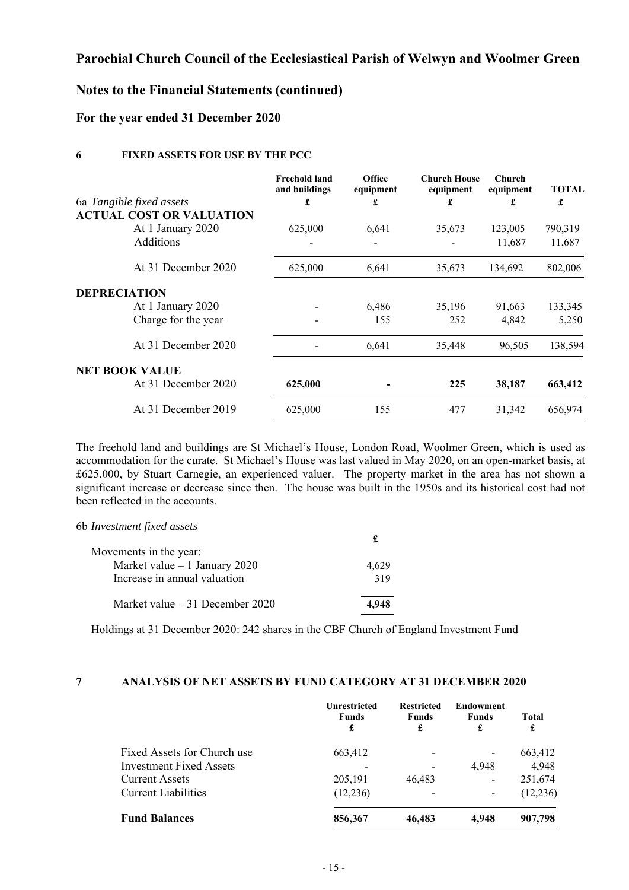# Parochial Church Council of the Ecclesiastical Parish of Welwyn and Woolmer Green

## Notes to the Financial Statements (continued)

### For the year ended 31 December 2020

#### 6 FIXED ASSETS FOR USE BY THE PCC

| 6a *Tangible fixed assets* | Freehold land and buildings £ | Office equipment £ | Church House equipment £ | Church equipment £ | TOTAL £ |
|---|---|---|---|---|---|
| **ACTUAL COST OR VALUATION** | | | | | |
| At 1 January 2020 | 625,000 | 6,641 | 35,673 | 123,005 | 790,319 |
| Additions | - | - | - | 11,687 | 11,687 |
| At 31 December 2020 | 625,000 | 6,641 | 35,673 | 134,692 | 802,006 |
| **DEPRECIATION** | | | | | |
| At 1 January 2020 | - | 6,486 | 35,196 | 91,663 | 133,345 |
| Charge for the year | - | 155 | 252 | 4,842 | 5,250 |
| At 31 December 2020 | - | 6,641 | 35,448 | 96,505 | 138,594 |
| **NET BOOK VALUE** | | | | | |
| At 31 December 2020 | **625,000** | **-** | **225** | **38,187** | **663,412** |
| At 31 December 2019 | 625,000 | 155 | 477 | 31,342 | 656,974 |

The freehold land and buildings are St Michael's House, London Road, Woolmer Green, which is used as accommodation for the curate. St Michael's House was last valued in May 2020, on an open-market basis, at £625,000, by Stuart Carnegie, an experienced valuer. The property market in the area has not shown a significant increase or decrease since then. The house was built in the 1950s and its historical cost had not been reflected in the accounts.

6b *Investment fixed assets*

| | £ |
|---|---|
| Movements in the year: | |
| Market value – 1 January 2020 | 4,629 |
| Increase in annual valuation | 319 |
| Market value – 31 December 2020 | **4,948** |

Holdings at 31 December 2020: 242 shares in the CBF Church of England Investment Fund

#### 7 ANALYSIS OF NET ASSETS BY FUND CATEGORY AT 31 DECEMBER 2020

| | Unrestricted Funds £ | Restricted Funds £ | Endowment Funds £ | Total £ |
|---|---|---|---|---|
| Fixed Assets for Church use | 663,412 | - | - | 663,412 |
| Investment Fixed Assets | - | - | 4,948 | 4,948 |
| Current Assets | 205,191 | 46,483 | - | 251,674 |
| Current Liabilities | (12,236) | - | - | (12,236) |
| **Fund Balances** | **856,367** | **46,483** | **4,948** | **907,798** |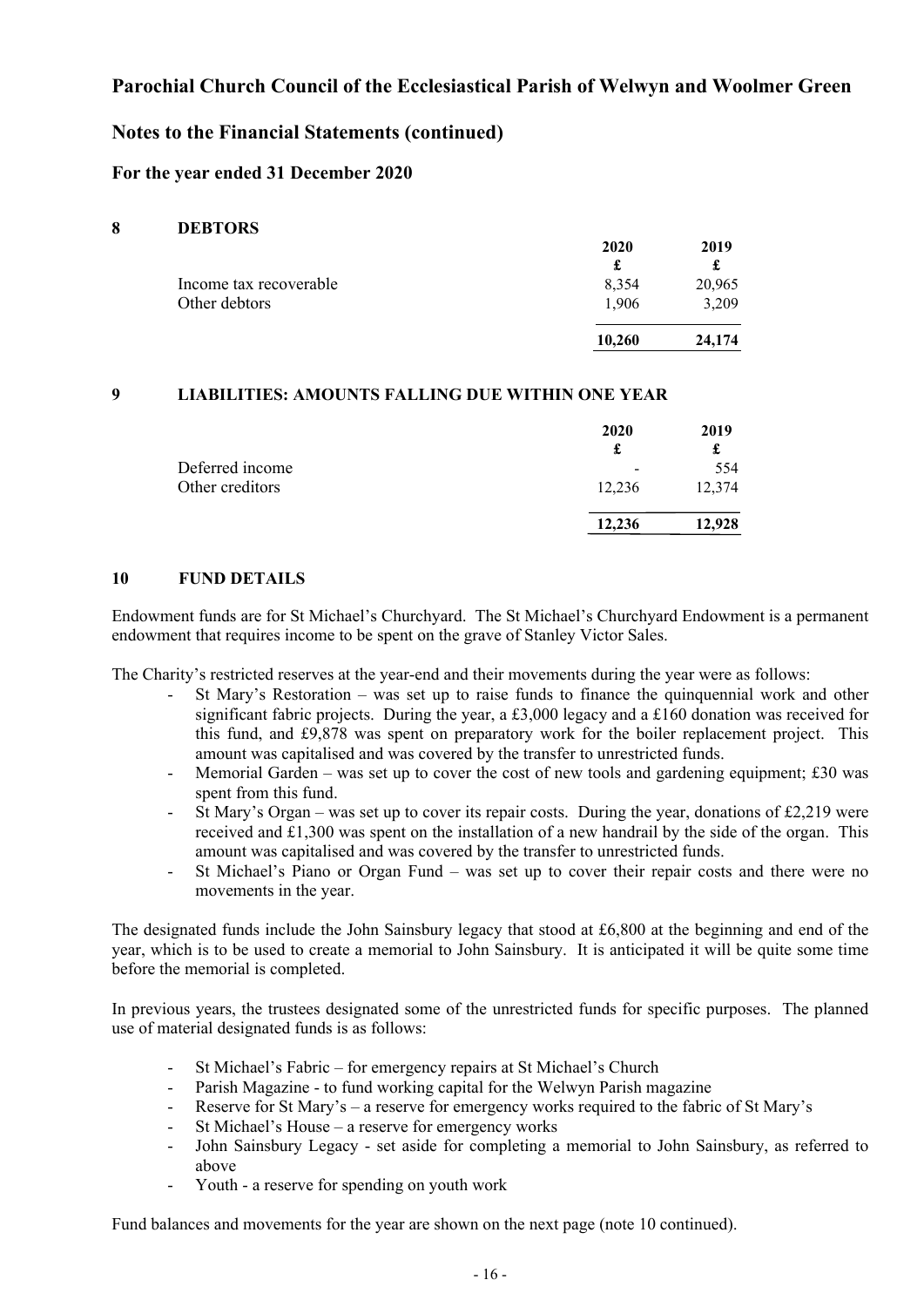# Parochial Church Council of the Ecclesiastical Parish of Welwyn and Woolmer Green

## Notes to the Financial Statements (continued)

### For the year ended 31 December 2020

### 8 DEBTORS

| | 2020 | 2019 |
|---|---|---|
| | £ | £ |
| Income tax recoverable | 8,354 | 20,965 |
| Other debtors | 1,906 | 3,209 |
| | **10,260** | **24,174** |

### 9 LIABILITIES: AMOUNTS FALLING DUE WITHIN ONE YEAR

| | 2020 | 2019 |
|---|---|---|
| | £ | £ |
| Deferred income | - | 554 |
| Other creditors | 12,236 | 12,374 |
| | **12,236** | **12,928** |

### 10 FUND DETAILS

Endowment funds are for St Michael's Churchyard. The St Michael's Churchyard Endowment is a permanent endowment that requires income to be spent on the grave of Stanley Victor Sales.

The Charity's restricted reserves at the year-end and their movements during the year were as follows:

- St Mary's Restoration – was set up to raise funds to finance the quinquennial work and other significant fabric projects. During the year, a £3,000 legacy and a £160 donation was received for this fund, and £9,878 was spent on preparatory work for the boiler replacement project. This amount was capitalised and was covered by the transfer to unrestricted funds.
- Memorial Garden – was set up to cover the cost of new tools and gardening equipment; £30 was spent from this fund.
- St Mary's Organ – was set up to cover its repair costs. During the year, donations of £2,219 were received and £1,300 was spent on the installation of a new handrail by the side of the organ. This amount was capitalised and was covered by the transfer to unrestricted funds.
- St Michael's Piano or Organ Fund – was set up to cover their repair costs and there were no movements in the year.

The designated funds include the John Sainsbury legacy that stood at £6,800 at the beginning and end of the year, which is to be used to create a memorial to John Sainsbury. It is anticipated it will be quite some time before the memorial is completed.

In previous years, the trustees designated some of the unrestricted funds for specific purposes. The planned use of material designated funds is as follows:

- St Michael's Fabric – for emergency repairs at St Michael's Church
- Parish Magazine - to fund working capital for the Welwyn Parish magazine
- Reserve for St Mary's – a reserve for emergency works required to the fabric of St Mary's
- St Michael's House – a reserve for emergency works
- John Sainsbury Legacy - set aside for completing a memorial to John Sainsbury, as referred to above
- Youth - a reserve for spending on youth work

Fund balances and movements for the year are shown on the next page (note 10 continued).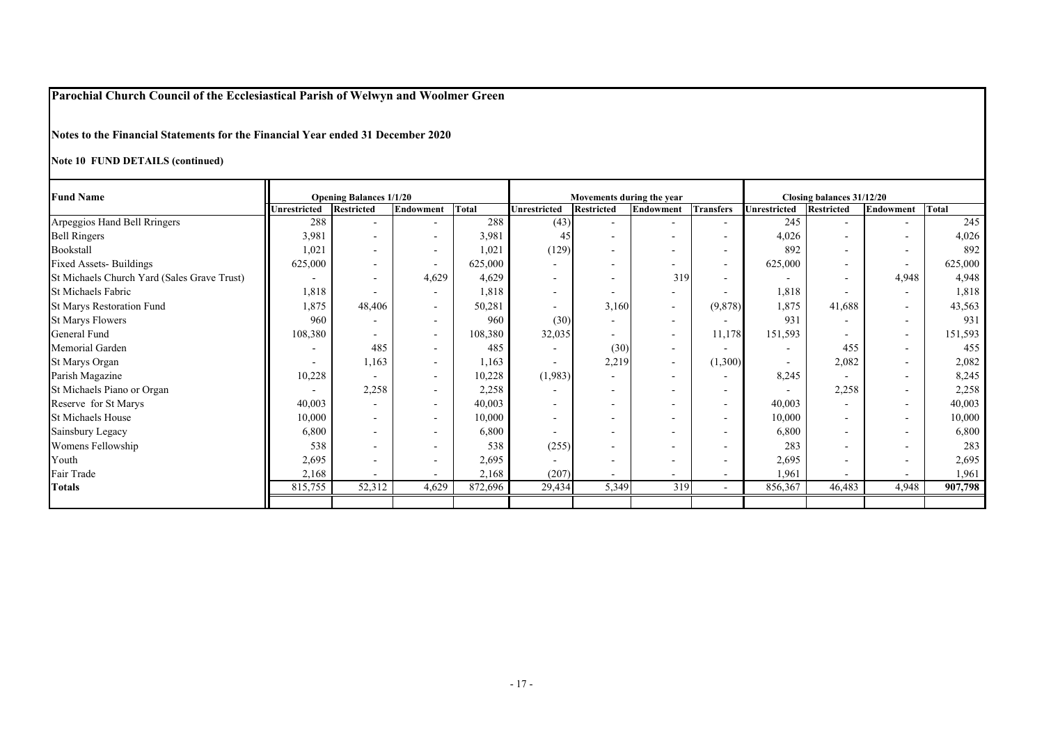**Parochial Church Council of the Ecclesiastical Parish of Welwyn and Woolmer Green**

**Notes to the Financial Statements for the Financial Year ended 31 December 2020**

**Note 10 FUND DETAILS (continued)**

| Fund Name | Opening Balances 1/1/20 | | | | Movements during the year | | | | Closing balances 31/12/20 | | | |
|---|---|---|---|---|---|---|---|---|---|---|---|---|
| | Unrestricted | Restricted | Endowment | Total | Unrestricted | Restricted | Endowment | Transfers | Unrestricted | Restricted | Endowment | Total |
| Arpeggios Hand Bell Rringers | 288 | - | - | 288 | (43) | - | - | - | 245 | - | - | 245 |
| Bell Ringers | 3,981 | - | - | 3,981 | 45 | - | - | - | 4,026 | - | - | 4,026 |
| Bookstall | 1,021 | - | - | 1,021 | (129) | - | - | - | 892 | - | - | 892 |
| Fixed Assets- Buildings | 625,000 | - | - | 625,000 | - | - | - | - | 625,000 | - | - | 625,000 |
| St Michaels Church Yard (Sales Grave Trust) | - | - | 4,629 | 4,629 | - | - | 319 | - | - | - | 4,948 | 4,948 |
| St Michaels Fabric | 1,818 | - | - | 1,818 | - | - | - | - | 1,818 | - | - | 1,818 |
| St Marys Restoration Fund | 1,875 | 48,406 | - | 50,281 | - | 3,160 | - | (9,878) | 1,875 | 41,688 | - | 43,563 |
| St Marys Flowers | 960 | - | - | 960 | (30) | - | - | - | 931 | - | - | 931 |
| General Fund | 108,380 | - | - | 108,380 | 32,035 | - | - | 11,178 | 151,593 | - | - | 151,593 |
| Memorial Garden | - | 485 | - | 485 | - | (30) | - | - | - | 455 | - | 455 |
| St Marys Organ | - | 1,163 | - | 1,163 | - | 2,219 | - | (1,300) | - | 2,082 | - | 2,082 |
| Parish Magazine | 10,228 | - | - | 10,228 | (1,983) | - | - | - | 8,245 | - | - | 8,245 |
| St Michaels Piano or Organ | - | 2,258 | - | 2,258 | - | - | - | - | - | 2,258 | - | 2,258 |
| Reserve for St Marys | 40,003 | - | - | 40,003 | - | - | - | - | 40,003 | - | - | 40,003 |
| St Michaels House | 10,000 | - | - | 10,000 | - | - | - | - | 10,000 | - | - | 10,000 |
| Sainsbury Legacy | 6,800 | - | - | 6,800 | - | - | - | - | 6,800 | - | - | 6,800 |
| Womens Fellowship | 538 | - | - | 538 | (255) | - | - | - | 283 | - | - | 283 |
| Youth | 2,695 | - | - | 2,695 | - | - | - | - | 2,695 | - | - | 2,695 |
| Fair Trade | 2,168 | - | - | 2,168 | (207) | - | - | - | 1,961 | - | - | 1,961 |
| **Totals** | 815,755 | 52,312 | 4,629 | 872,696 | 29,434 | 5,349 | 319 | - | 856,367 | 46,483 | 4,948 | **907,798** |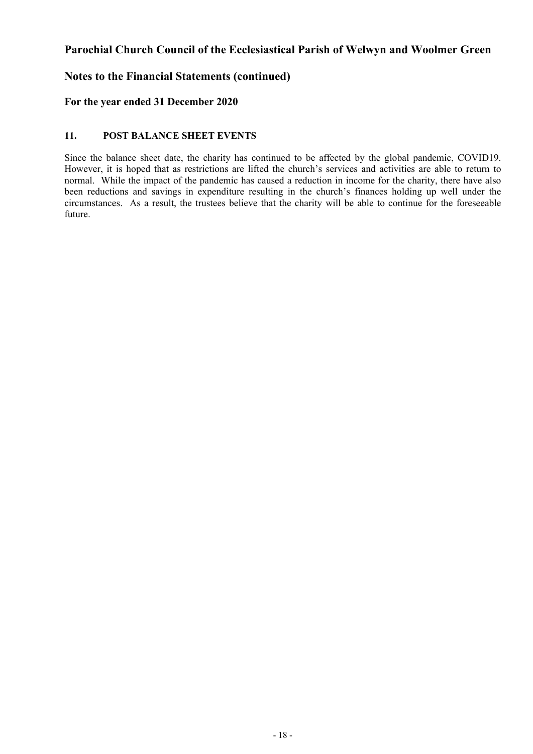# Parochial Church Council of the Ecclesiastical Parish of Welwyn and Woolmer Green

## Notes to the Financial Statements (continued)

### For the year ended 31 December 2020

#### 11. POST BALANCE SHEET EVENTS

Since the balance sheet date, the charity has continued to be affected by the global pandemic, COVID19. However, it is hoped that as restrictions are lifted the church's services and activities are able to return to normal. While the impact of the pandemic has caused a reduction in income for the charity, there have also been reductions and savings in expenditure resulting in the church's finances holding up well under the circumstances. As a result, the trustees believe that the charity will be able to continue for the foreseeable future.